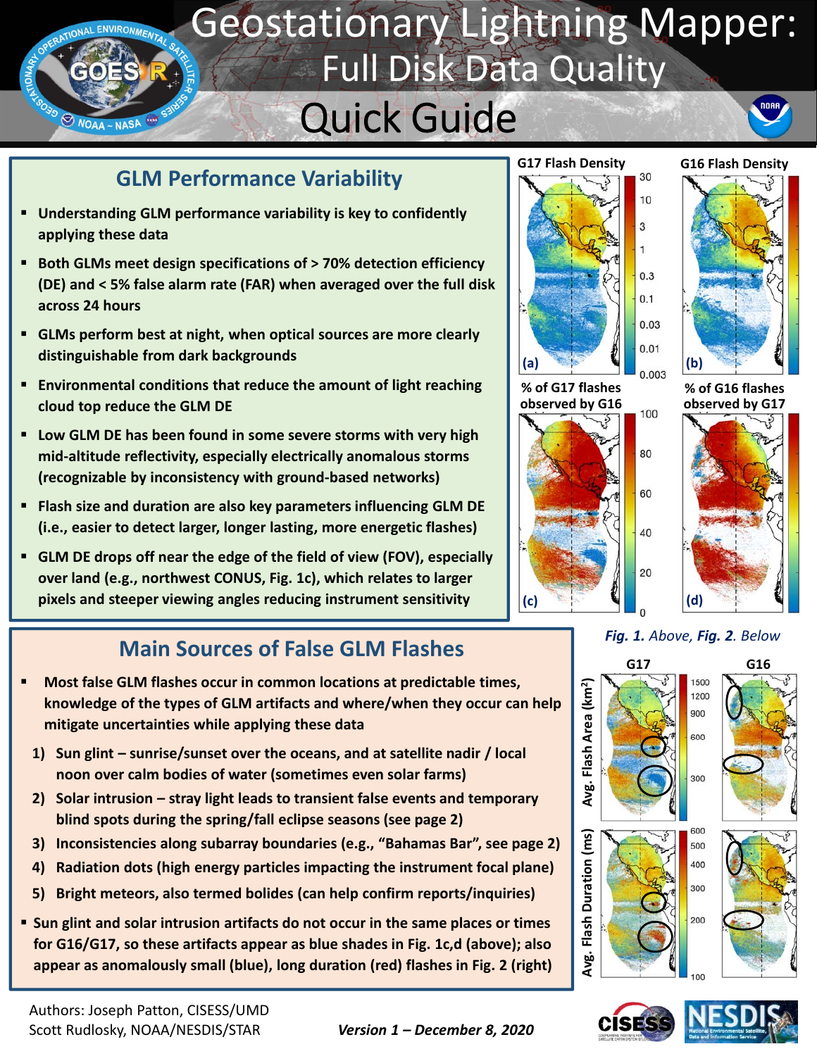# Geostationary Lightning Mapper: Full Disk Data Quality

# Quick Guide

## GLM Performance Variability

- Understanding GLM performance variability is key to confidently applying these data
- Both GLMs meet design specifications of > 70% detection efficiency (DE) and < 5% false alarm rate (FAR) when averaged over the full disk across 24 hours
- GLMs perform best at night, when optical sources are more clearly distinguishable from dark backgrounds
- Environmental conditions that reduce the amount of light reaching cloud top reduce the GLM DE
- Low GLM DE has been found in some severe storms with very high mid-altitude reflectivity, especially electrically anomalous storms (recognizable by inconsistency with ground-based networks)
- Flash size and duration are also key parameters influencing GLM DE (i.e., easier to detect larger, longer lasting, more energetic flashes)
- GLM DE drops off near the edge of the field of view (FOV), especially over land (e.g., northwest CONUS, Fig. 1c), which relates to larger pixels and steeper viewing angles reducing instrument sensitivity

G17 Flash Density (a) | G16 Flash Density (b) | % of G17 flashes observed by G16 (c) | % of G16 flashes observed by G17 (d)

*Fig. 1. Above, Fig. 2. Below*

G17 | G16 — Avg. Flash Area ($km^2$) | Avg. Flash Duration (ms)

## Main Sources of False GLM Flashes

- Most false GLM flashes occur in common locations at predictable times, knowledge of the types of GLM artifacts and where/when they occur can help mitigate uncertainties while applying these data
  1) Sun glint – sunrise/sunset over the oceans, and at satellite nadir / local noon over calm bodies of water (sometimes even solar farms)
  2) Solar intrusion – stray light leads to transient false events and temporary blind spots during the spring/fall eclipse seasons (see page 2)
  3) Inconsistencies along subarray boundaries (e.g., "Bahamas Bar", see page 2)
  4) Radiation dots (high energy particles impacting the instrument focal plane)
  5) Bright meteors, also termed bolides (can help confirm reports/inquiries)
- Sun glint and solar intrusion artifacts do not occur in the same places or times for G16/G17, so these artifacts appear as blue shades in Fig. 1c,d (above); also appear as anomalously small (blue), long duration (red) flashes in Fig. 2 (right)

Authors: Joseph Patton, CISESS/UMD
Scott Rudlosky, NOAA/NESDIS/STAR

***Version 1 – December 8, 2020***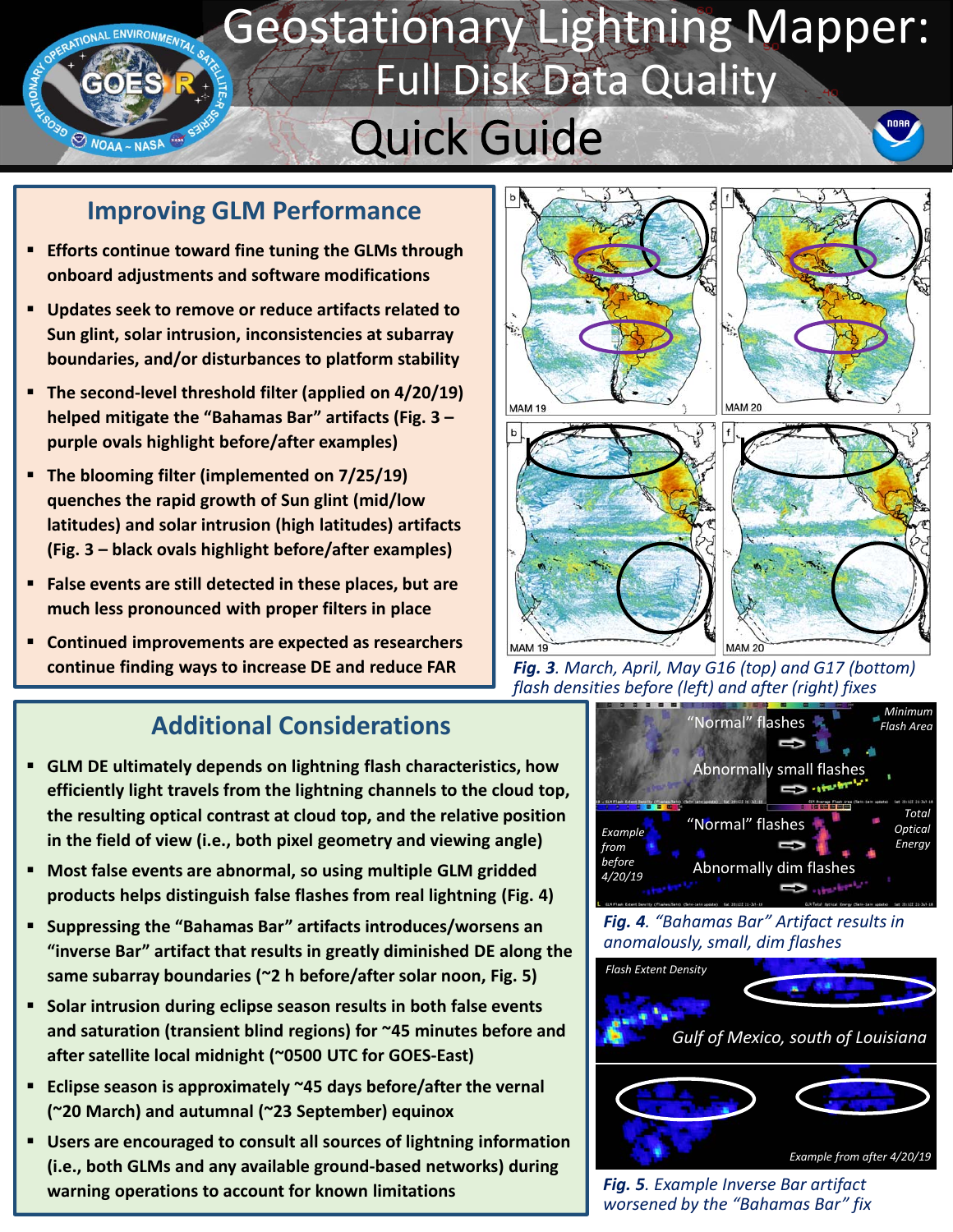# Geostationary Lightning Mapper: Full Disk Data Quality

# Quick Guide

## Improving GLM Performance

- **Efforts continue toward fine tuning the GLMs through onboard adjustments and software modifications**
- **Updates seek to remove or reduce artifacts related to Sun glint, solar intrusion, inconsistencies at subarray boundaries, and/or disturbances to platform stability**
- **The second-level threshold filter (applied on 4/20/19) helped mitigate the "Bahamas Bar" artifacts (Fig. 3 – purple ovals highlight before/after examples)**
- **The blooming filter (implemented on 7/25/19) quenches the rapid growth of Sun glint (mid/low latitudes) and solar intrusion (high latitudes) artifacts (Fig. 3 – black ovals highlight before/after examples)**
- **False events are still detected in these places, but are much less pronounced with proper filters in place**
- **Continued improvements are expected as researchers continue finding ways to increase DE and reduce FAR**

b

f

MAM 19

MAM 20

b

f

MAM 19

MAM 20

***Fig. 3**. March, April, May G16 (top) and G17 (bottom) flash densities before (left) and after (right) fixes*

## Additional Considerations

- **GLM DE ultimately depends on lightning flash characteristics, how efficiently light travels from the lightning channels to the cloud top, the resulting optical contrast at cloud top, and the relative position in the field of view (i.e., both pixel geometry and viewing angle)**
- **Most false events are abnormal, so using multiple GLM gridded products helps distinguish false flashes from real lightning (Fig. 4)**
- **Suppressing the "Bahamas Bar" artifacts introduces/worsens an "inverse Bar" artifact that results in greatly diminished DE along the same subarray boundaries (~2 h before/after solar noon, Fig. 5)**
- **Solar intrusion during eclipse season results in both false events and saturation (transient blind regions) for ~45 minutes before and after satellite local midnight (~0500 UTC for GOES-East)**
- **Eclipse season is approximately ~45 days before/after the vernal (~20 March) and autumnal (~23 September) equinox**
- **Users are encouraged to consult all sources of lightning information (i.e., both GLMs and any available ground-based networks) during warning operations to account for known limitations**

"Normal" flashes

Abnormally small flashes

*Minimum Flash Area*

"Normal" flashes

Abnormally dim flashes

*Total Optical Energy*

*Example from before 4/20/19*

***Fig. 4**. "Bahamas Bar" Artifact results in anomalously, small, dim flashes*

*Flash Extent Density*

*Gulf of Mexico, south of Louisiana*

*Example from after 4/20/19*

***Fig. 5**. Example Inverse Bar artifact worsened by the "Bahamas Bar" fix*